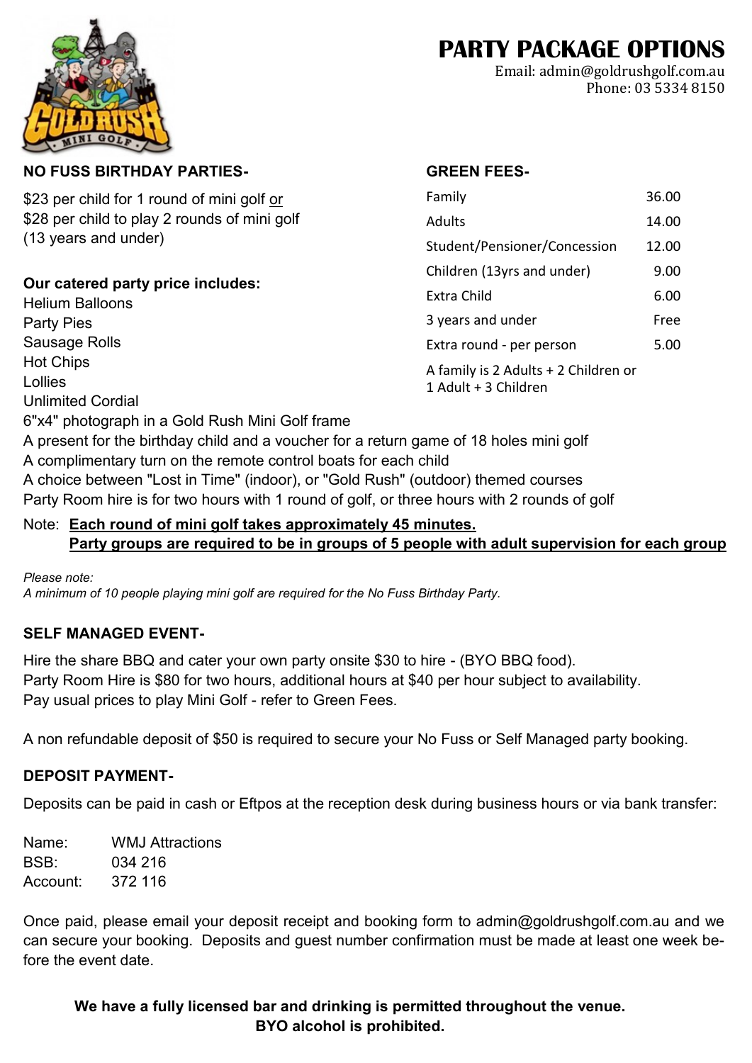# PARTY PACKAGE OPTIONS

Email: admin@goldrushgolf.com.au
Phone: 03 5334 8150

## NO FUSS BIRTHDAY PARTIES-

$23 per child for 1 round of mini golf or
$28 per child to play 2 rounds of mini golf
(13 years and under)

**Our catered party price includes:**

Helium Balloons
Party Pies
Sausage Rolls
Hot Chips
Lollies
Unlimited Cordial
6"x4" photograph in a Gold Rush Mini Golf frame
A present for the birthday child and a voucher for a return game of 18 holes mini golf
A complimentary turn on the remote control boats for each child
A choice between "Lost in Time" (indoor), or "Gold Rush" (outdoor) themed courses
Party Room hire is for two hours with 1 round of golf, or three hours with 2 rounds of golf

Note: **Each round of mini golf takes approximately 45 minutes.**
**Party groups are required to be in groups of 5 people with adult supervision for each group**

*Please note:*
*A minimum of 10 people playing mini golf are required for the No Fuss Birthday Party.*

## GREEN FEES-

| | |
|---|---|
| Family | 36.00 |
| Adults | 14.00 |
| Student/Pensioner/Concession | 12.00 |
| Children (13yrs and under) | 9.00 |
| Extra Child | 6.00 |
| 3 years and under | Free |
| Extra round - per person | 5.00 |

A family is 2 Adults + 2 Children or
1 Adult + 3 Children

## SELF MANAGED EVENT-

Hire the share BBQ and cater your own party onsite $30 to hire - (BYO BBQ food).
Party Room Hire is $80 for two hours, additional hours at $40 per hour subject to availability.
Pay usual prices to play Mini Golf - refer to Green Fees.

A non refundable deposit of $50 is required to secure your No Fuss or Self Managed party booking.

## DEPOSIT PAYMENT-

Deposits can be paid in cash or Eftpos at the reception desk during business hours or via bank transfer:

Name: WMJ Attractions
BSB: 034 216
Account: 372 116

Once paid, please email your deposit receipt and booking form to admin@goldrushgolf.com.au and we can secure your booking. Deposits and guest number confirmation must be made at least one week before the event date.

**We have a fully licensed bar and drinking is permitted throughout the venue.**
**BYO alcohol is prohibited.**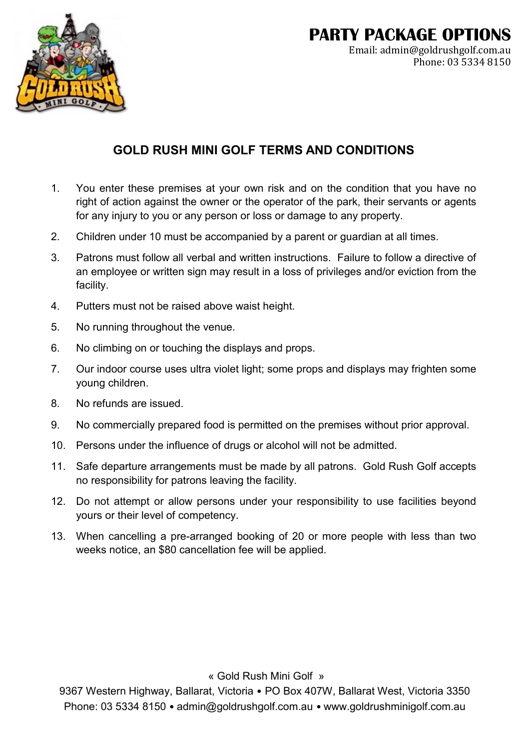## GOLD RUSH MINI GOLF TERMS AND CONDITIONS

1. You enter these premises at your own risk and on the condition that you have no right of action against the owner or the operator of the park, their servants or agents for any injury to you or any person or loss or damage to any property.
2. Children under 10 must be accompanied by a parent or guardian at all times.
3. Patrons must follow all verbal and written instructions. Failure to follow a directive of an employee or written sign may result in a loss of privileges and/or eviction from the facility.
4. Putters must not be raised above waist height.
5. No running throughout the venue.
6. No climbing on or touching the displays and props.
7. Our indoor course uses ultra violet light; some props and displays may frighten some young children.
8. No refunds are issued.
9. No commercially prepared food is permitted on the premises without prior approval.
10. Persons under the influence of drugs or alcohol will not be admitted.
11. Safe departure arrangements must be made by all patrons. Gold Rush Golf accepts no responsibility for patrons leaving the facility.
12. Do not attempt or allow persons under your responsibility to use facilities beyond yours or their level of competency.
13. When cancelling a pre-arranged booking of 20 or more people with less than two weeks notice, an $80 cancellation fee will be applied.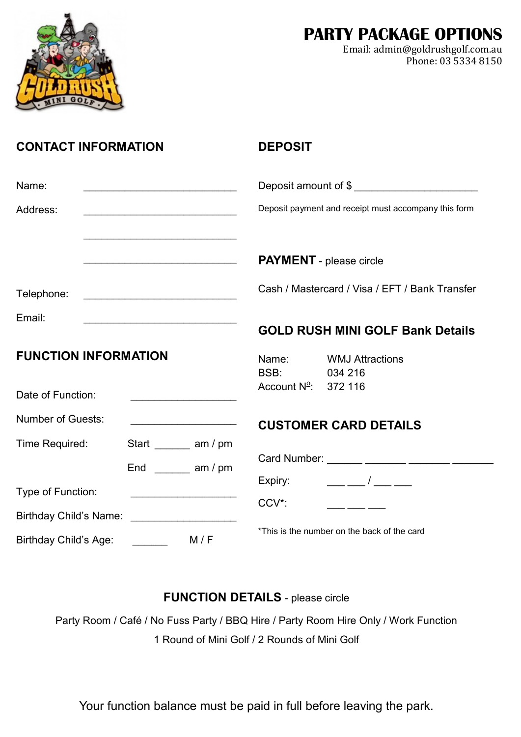# PARTY PACKAGE OPTIONS

Email: admin@goldrushgolf.com.au
Phone: 03 5334 8150

## CONTACT INFORMATION

Name: ________________________

Address: ________________________

________________________

________________________

Telephone: ________________________

Email: ________________________

## FUNCTION INFORMATION

Date of Function: ________________

Number of Guests: ________________

Time Required: Start ______ am / pm

End ______ am / pm

Type of Function: ________________

Birthday Child's Name: ________________

Birthday Child's Age: ______ M / F

## DEPOSIT

Deposit amount of $ ____________________

Deposit payment and receipt must accompany this form

## PAYMENT - please circle

Cash / Mastercard / Visa / EFT / Bank Transfer

## GOLD RUSH MINI GOLF Bank Details

Name: WMJ Attractions
BSB: 034 216
Account Nº: 372 116

## CUSTOMER CARD DETAILS

Card Number: ______ _______ _______ _______

Expiry: ___ ___ / ___ ___

CCV*: ___ ___ ___

*This is the number on the back of the card

## FUNCTION DETAILS - please circle

Party Room / Café / No Fuss Party / BBQ Hire / Party Room Hire Only / Work Function

1 Round of Mini Golf / 2 Rounds of Mini Golf

Your function balance must be paid in full before leaving the park.